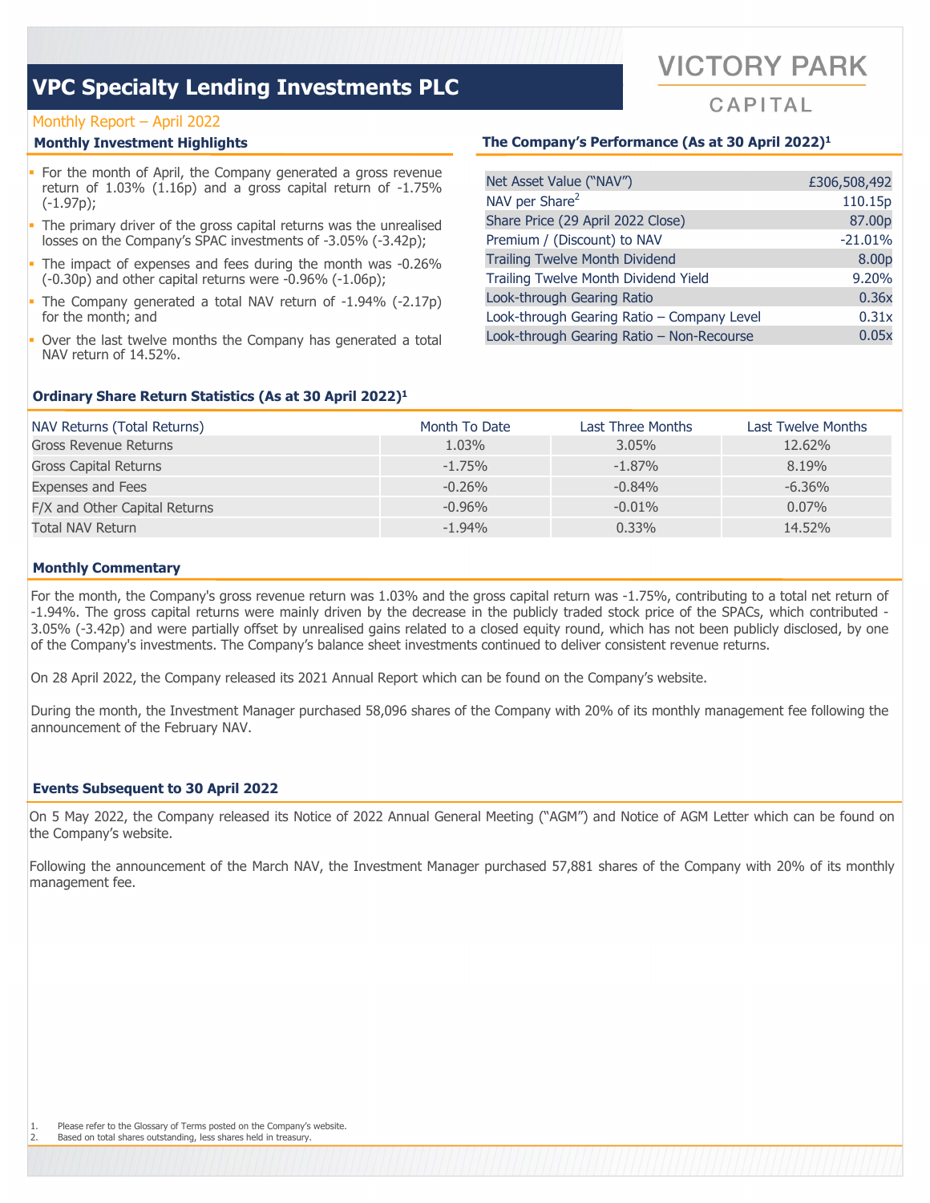# VPC Specialty Lending Investments PLC

VICTORY PARK CAPITAL

Monthly Report – April 2022

## Monthly Investment Highlights

- For the month of April, the Company generated a gross revenue return of 1.03% (1.16p) and a gross capital return of -1.75% (-1.97p);
- The primary driver of the gross capital returns was the unrealised losses on the Company's SPAC investments of -3.05% (-3.42p);
- The impact of expenses and fees during the month was -0.26% (-0.30p) and other capital returns were -0.96% (-1.06p);
- The Company generated a total NAV return of -1.94% (-2.17p) for the month; and
- Over the last twelve months the Company has generated a total NAV return of 14.52%.

## The Company's Performance (As at 30 April 2022)[1]

| | |
|---|---|
| Net Asset Value ("NAV") | £306,508,492 |
| NAV per Share[2] | 110.15p |
| Share Price (29 April 2022 Close) | 87.00p |
| Premium / (Discount) to NAV | -21.01% |
| Trailing Twelve Month Dividend | 8.00p |
| Trailing Twelve Month Dividend Yield | 9.20% |
| Look-through Gearing Ratio | 0.36x |
| Look-through Gearing Ratio – Company Level | 0.31x |
| Look-through Gearing Ratio – Non-Recourse | 0.05x |

## Ordinary Share Return Statistics (As at 30 April 2022)[1]

| NAV Returns (Total Returns) | Month To Date | Last Three Months | Last Twelve Months |
|---|---|---|---|
| Gross Revenue Returns | 1.03% | 3.05% | 12.62% |
| Gross Capital Returns | -1.75% | -1.87% | 8.19% |
| Expenses and Fees | -0.26% | -0.84% | -6.36% |
| F/X and Other Capital Returns | -0.96% | -0.01% | 0.07% |
| Total NAV Return | -1.94% | 0.33% | 14.52% |

## Monthly Commentary

For the month, the Company's gross revenue return was 1.03% and the gross capital return was -1.75%, contributing to a total net return of -1.94%. The gross capital returns were mainly driven by the decrease in the publicly traded stock price of the SPACs, which contributed -3.05% (-3.42p) and were partially offset by unrealised gains related to a closed equity round, which has not been publicly disclosed, by one of the Company's investments. The Company's balance sheet investments continued to deliver consistent revenue returns.

On 28 April 2022, the Company released its 2021 Annual Report which can be found on the Company's website.

During the month, the Investment Manager purchased 58,096 shares of the Company with 20% of its monthly management fee following the announcement of the February NAV.

## Events Subsequent to 30 April 2022

On 5 May 2022, the Company released its Notice of 2022 Annual General Meeting ("AGM") and Notice of AGM Letter which can be found on the Company's website.

Following the announcement of the March NAV, the Investment Manager purchased 57,881 shares of the Company with 20% of its monthly management fee.

1. Please refer to the Glossary of Terms posted on the Company's website.
2. Based on total shares outstanding, less shares held in treasury.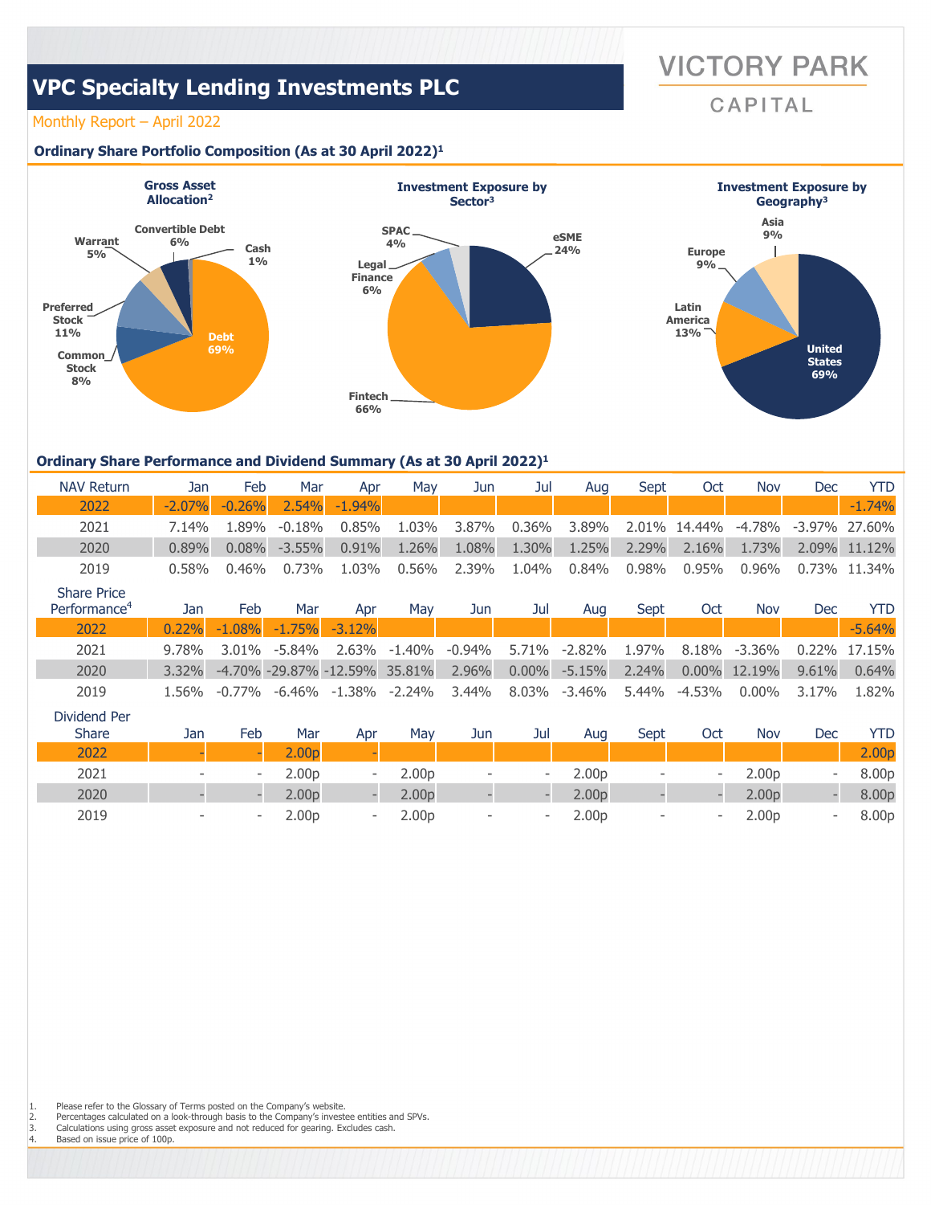# VPC Specialty Lending Investments PLC

VICTORY PARK CAPITAL

Monthly Report – April 2022

### Ordinary Share Portfolio Composition (As at 30 April 2022)[1]

**Gross Asset Allocation[2]**

- Debt 69%
- Preferred Stock 11%
- Common Stock 8%
- Convertible Debt 6%
- Warrant 5%
- Cash 1%

**Investment Exposure by Sector[3]**

- Fintech 66%
- eSME 24%
- Legal Finance 6%
- SPAC 4%

**Investment Exposure by Geography[3]**

- United States 69%
- Latin America 13%
- Europe 9%
- Asia 9%

### Ordinary Share Performance and Dividend Summary (As at 30 April 2022)[1]

| NAV Return | Jan | Feb | Mar | Apr | May | Jun | Jul | Aug | Sept | Oct | Nov | Dec | YTD |
|---|---|---|---|---|---|---|---|---|---|---|---|---|---|
| 2022 | -2.07% | -0.26% | 2.54% | -1.94% | | | | | | | | | -1.74% |
| 2021 | 7.14% | 1.89% | -0.18% | 0.85% | 1.03% | 3.87% | 0.36% | 3.89% | 2.01% | 14.44% | -4.78% | -3.97% | 27.60% |
| 2020 | 0.89% | 0.08% | -3.55% | 0.91% | 1.26% | 1.08% | 1.30% | 1.25% | 2.29% | 2.16% | 1.73% | 2.09% | 11.12% |
| 2019 | 0.58% | 0.46% | 0.73% | 1.03% | 0.56% | 2.39% | 1.04% | 0.84% | 0.98% | 0.95% | 0.96% | 0.73% | 11.34% |

| Share Price Performance[4] | Jan | Feb | Mar | Apr | May | Jun | Jul | Aug | Sept | Oct | Nov | Dec | YTD |
|---|---|---|---|---|---|---|---|---|---|---|---|---|---|
| 2022 | 0.22% | -1.08% | -1.75% | -3.12% | | | | | | | | | -5.64% |
| 2021 | 9.78% | 3.01% | -5.84% | 2.63% | -1.40% | -0.94% | 5.71% | -2.82% | 1.97% | 8.18% | -3.36% | 0.22% | 17.15% |
| 2020 | 3.32% | -4.70% | -29.87% | -12.59% | 35.81% | 2.96% | 0.00% | -5.15% | 2.24% | 0.00% | 12.19% | 9.61% | 0.64% |
| 2019 | 1.56% | -0.77% | -6.46% | -1.38% | -2.24% | 3.44% | 8.03% | -3.46% | 5.44% | -4.53% | 0.00% | 3.17% | 1.82% |

| Dividend Per Share | Jan | Feb | Mar | Apr | May | Jun | Jul | Aug | Sept | Oct | Nov | Dec | YTD |
|---|---|---|---|---|---|---|---|---|---|---|---|---|---|
| 2022 | - | - | 2.00p | - | | | | | | | | | 2.00p |
| 2021 | - | - | 2.00p | - | 2.00p | - | - | 2.00p | - | - | 2.00p | - | 8.00p |
| 2020 | - | - | 2.00p | - | 2.00p | - | - | 2.00p | - | - | 2.00p | - | 8.00p |
| 2019 | - | - | 2.00p | - | 2.00p | - | - | 2.00p | - | - | 2.00p | - | 8.00p |

1. Please refer to the Glossary of Terms posted on the Company's website.
2. Percentages calculated on a look-through basis to the Company's investee entities and SPVs.
3. Calculations using gross asset exposure and not reduced for gearing. Excludes cash.
4. Based on issue price of 100p.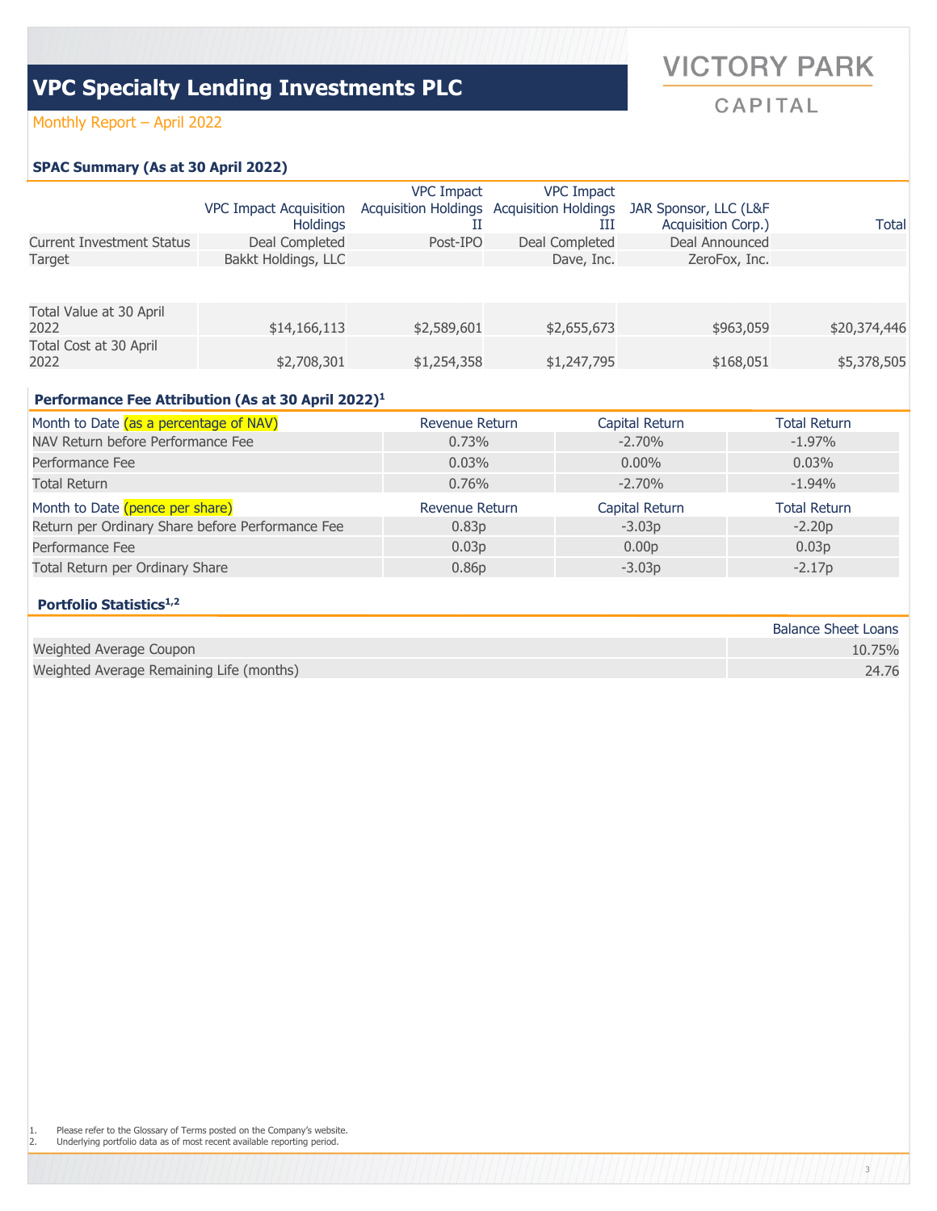# VPC Specialty Lending Investments PLC

Monthly Report – April 2022

VICTORY PARK CAPITAL

## SPAC Summary (As at 30 April 2022)

| | VPC Impact Acquisition Holdings | VPC Impact Acquisition Holdings II | VPC Impact Acquisition Holdings III | JAR Sponsor, LLC (L&F Acquisition Corp.) | Total |
|---|---|---|---|---|---|
| Current Investment Status | Deal Completed | Post-IPO | Deal Completed | Deal Announced | |
| Target | Bakkt Holdings, LLC | | Dave, Inc. | ZeroFox, Inc. | |
| Total Value at 30 April 2022 | $14,166,113 | $2,589,601 | $2,655,673 | $963,059 | $20,374,446 |
| Total Cost at 30 April 2022 | $2,708,301 | $1,254,358 | $1,247,795 | $168,051 | $5,378,505 |

## Performance Fee Attribution (As at 30 April 2022)[1]

| Month to Date (as a percentage of NAV) | Revenue Return | Capital Return | Total Return |
|---|---|---|---|
| NAV Return before Performance Fee | 0.73% | -2.70% | -1.97% |
| Performance Fee | 0.03% | 0.00% | 0.03% |
| Total Return | 0.76% | -2.70% | -1.94% |

| Month to Date (pence per share) | Revenue Return | Capital Return | Total Return |
|---|---|---|---|
| Return per Ordinary Share before Performance Fee | 0.83p | -3.03p | -2.20p |
| Performance Fee | 0.03p | 0.00p | 0.03p |
| Total Return per Ordinary Share | 0.86p | -3.03p | -2.17p |

## Portfolio Statistics[1,2]

| | Balance Sheet Loans |
|---|---|
| Weighted Average Coupon | 10.75% |
| Weighted Average Remaining Life (months) | 24.76 |

1. Please refer to the Glossary of Terms posted on the Company's website.
2. Underlying portfolio data as of most recent available reporting period.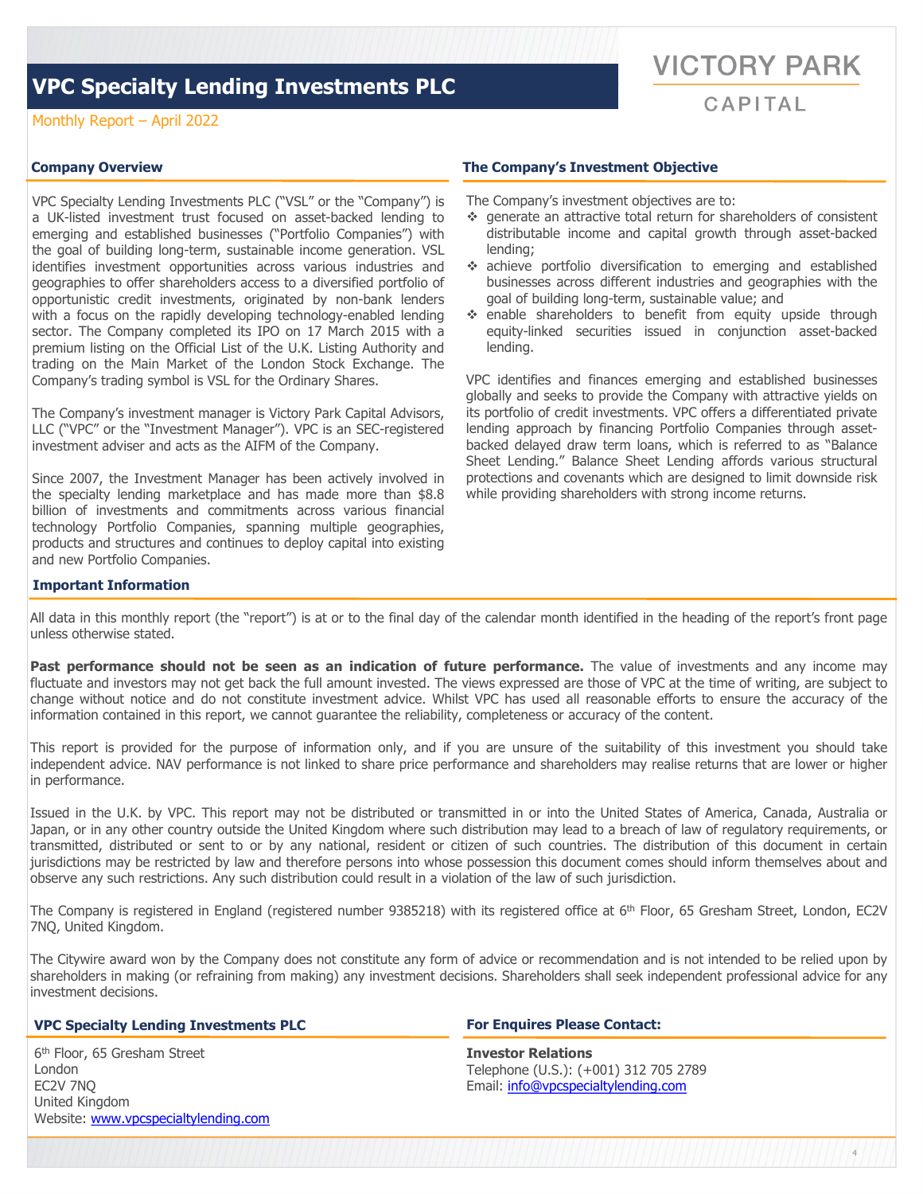# VPC Specialty Lending Investments PLC

VICTORY PARK CAPITAL

Monthly Report – April 2022

## Company Overview

VPC Specialty Lending Investments PLC ("VSL" or the "Company") is a UK-listed investment trust focused on asset-backed lending to emerging and established businesses ("Portfolio Companies") with the goal of building long-term, sustainable income generation. VSL identifies investment opportunities across various industries and geographies to offer shareholders access to a diversified portfolio of opportunistic credit investments, originated by non-bank lenders with a focus on the rapidly developing technology-enabled lending sector. The Company completed its IPO on 17 March 2015 with a premium listing on the Official List of the U.K. Listing Authority and trading on the Main Market of the London Stock Exchange. The Company's trading symbol is VSL for the Ordinary Shares.

The Company's investment manager is Victory Park Capital Advisors, LLC ("VPC" or the "Investment Manager"). VPC is an SEC-registered investment adviser and acts as the AIFM of the Company.

Since 2007, the Investment Manager has been actively involved in the specialty lending marketplace and has made more than $8.8 billion of investments and commitments across various financial technology Portfolio Companies, spanning multiple geographies, products and structures and continues to deploy capital into existing and new Portfolio Companies.

## The Company's Investment Objective

The Company's investment objectives are to:

- generate an attractive total return for shareholders of consistent distributable income and capital growth through asset-backed lending;
- achieve portfolio diversification to emerging and established businesses across different industries and geographies with the goal of building long-term, sustainable value; and
- enable shareholders to benefit from equity upside through equity-linked securities issued in conjunction asset-backed lending.

VPC identifies and finances emerging and established businesses globally and seeks to provide the Company with attractive yields on its portfolio of credit investments. VPC offers a differentiated private lending approach by financing Portfolio Companies through asset-backed delayed draw term loans, which is referred to as "Balance Sheet Lending." Balance Sheet Lending affords various structural protections and covenants which are designed to limit downside risk while providing shareholders with strong income returns.

## Important Information

All data in this monthly report (the "report") is at or to the final day of the calendar month identified in the heading of the report's front page unless otherwise stated.

**Past performance should not be seen as an indication of future performance.** The value of investments and any income may fluctuate and investors may not get back the full amount invested. The views expressed are those of VPC at the time of writing, are subject to change without notice and do not constitute investment advice. Whilst VPC has used all reasonable efforts to ensure the accuracy of the information contained in this report, we cannot guarantee the reliability, completeness or accuracy of the content.

This report is provided for the purpose of information only, and if you are unsure of the suitability of this investment you should take independent advice. NAV performance is not linked to share price performance and shareholders may realise returns that are lower or higher in performance.

Issued in the U.K. by VPC. This report may not be distributed or transmitted in or into the United States of America, Canada, Australia or Japan, or in any other country outside the United Kingdom where such distribution may lead to a breach of law of regulatory requirements, or transmitted, distributed or sent to or by any national, resident or citizen of such countries. The distribution of this document in certain jurisdictions may be restricted by law and therefore persons into whose possession this document comes should inform themselves about and observe any such restrictions. Any such distribution could result in a violation of the law of such jurisdiction.

The Company is registered in England (registered number 9385218) with its registered office at 6th Floor, 65 Gresham Street, London, EC2V 7NQ, United Kingdom.

The Citywire award won by the Company does not constitute any form of advice or recommendation and is not intended to be relied upon by shareholders in making (or refraining from making) any investment decisions. Shareholders shall seek independent professional advice for any investment decisions.

## VPC Specialty Lending Investments PLC

6th Floor, 65 Gresham Street
London
EC2V 7NQ
United Kingdom
Website: www.vpcspecialtylending.com

## For Enquires Please Contact:

**Investor Relations**
Telephone (U.S.): (+001) 312 705 2789
Email: info@vpcspecialtylending.com